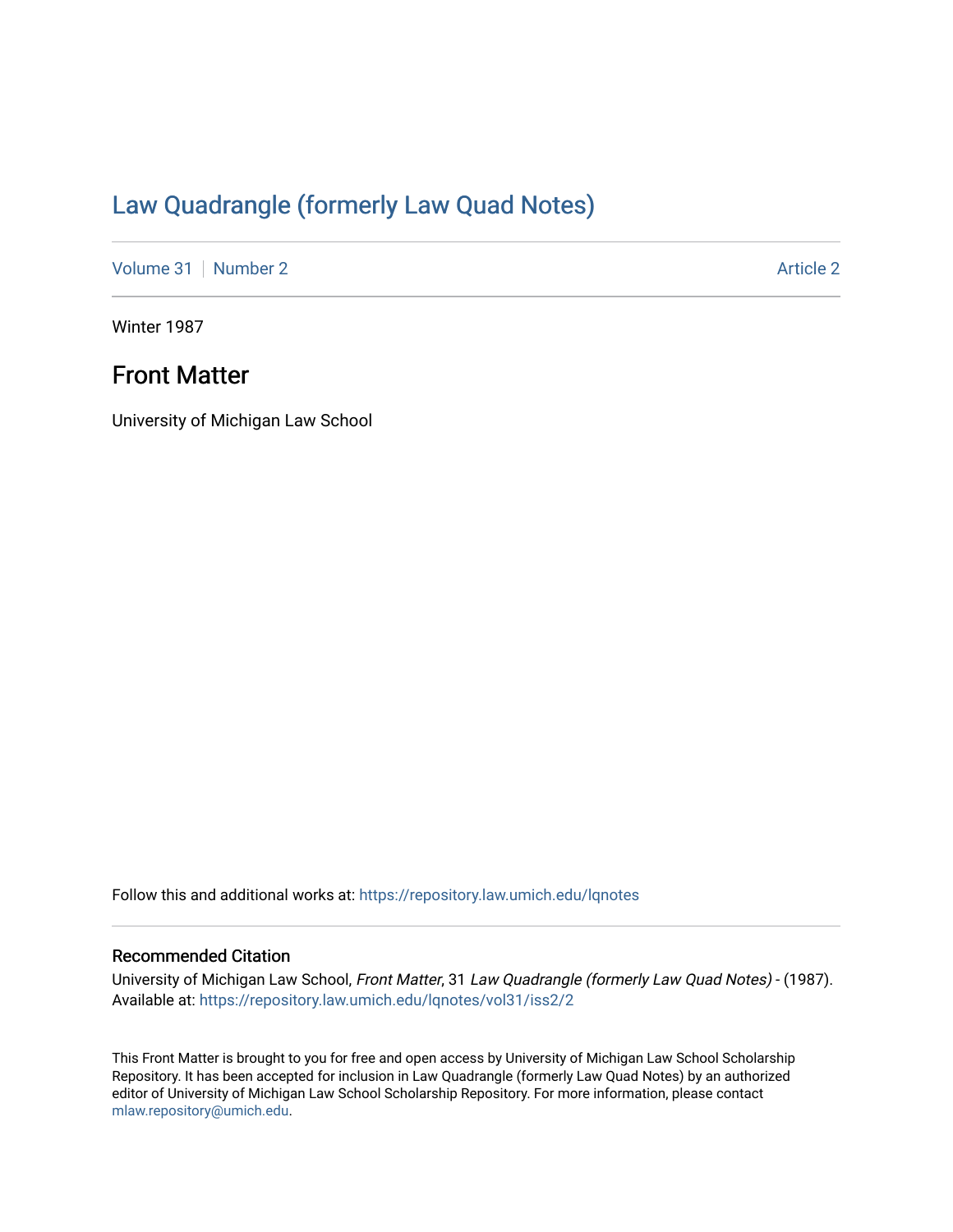# Law Quadrangle (formerly Law Quad Notes)

Volume 31 | Number 2 | Article 2

Winter 1987

## Front Matter

University of Michigan Law School

Follow this and additional works at: https://repository.law.umich.edu/lqnotes

### Recommended Citation

University of Michigan Law School, *Front Matter*, 31 *Law Quadrangle (formerly Law Quad Notes)* - (1987). Available at: https://repository.law.umich.edu/lqnotes/vol31/iss2/2

This Front Matter is brought to you for free and open access by University of Michigan Law School Scholarship Repository. It has been accepted for inclusion in Law Quadrangle (formerly Law Quad Notes) by an authorized editor of University of Michigan Law School Scholarship Repository. For more information, please contact mlaw.repository@umich.edu.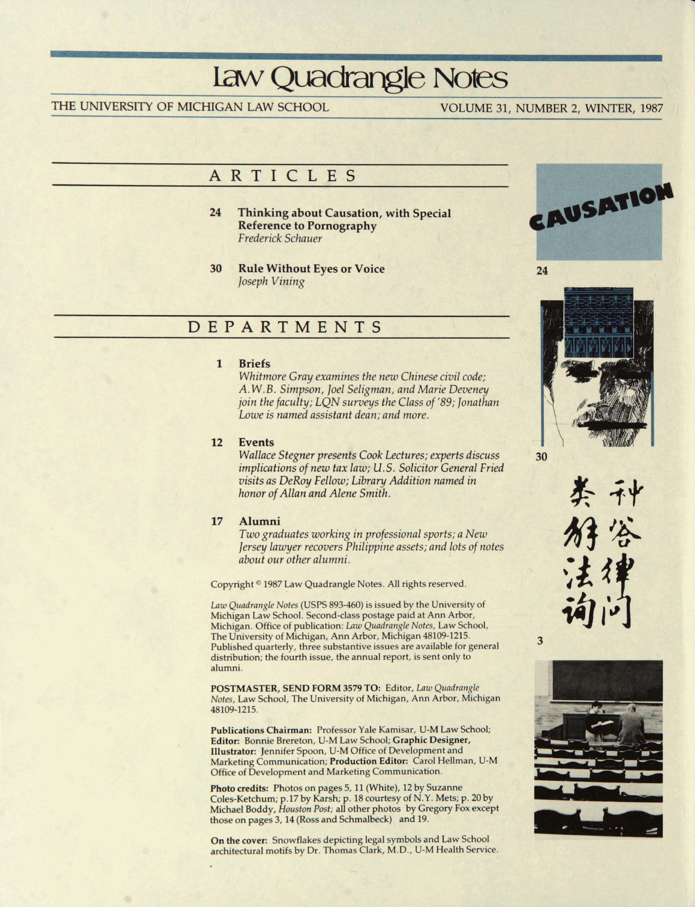# Law Quadrangle Notes

THE UNIVERSITY OF MICHIGAN LAW SCHOOL — VOLUME 31, NUMBER 2, WINTER, 1987

## ARTICLES

**24 Thinking about Causation, with Special Reference to Pornography**
*Frederick Schauer*

**30 Rule Without Eyes or Voice**
*Joseph Vining*

## DEPARTMENTS

**1 Briefs**
*Whitmore Gray examines the new Chinese civil code; A.W.B. Simpson, Joel Seligman, and Marie Deveney join the faculty; LQN surveys the Class of '89; Jonathan Lowe is named assistant dean; and more.*

**12 Events**
*Wallace Stegner presents Cook Lectures; experts discuss implications of new tax law; U.S. Solicitor General Fried visits as DeRoy Fellow; Library Addition named in honor of Allan and Alene Smith.*

**17 Alumni**
*Two graduates working in professional sports; a New Jersey lawyer recovers Philippine assets; and lots of notes about our other alumni.*

Copyright © 1987 Law Quadrangle Notes. All rights reserved.

*Law Quadrangle Notes* (USPS 893-460) is issued by the University of Michigan Law School. Second-class postage paid at Ann Arbor, Michigan. Office of publication: *Law Quadrangle Notes*, Law School, The University of Michigan, Ann Arbor, Michigan 48109-1215. Published quarterly, three substantive issues are available for general distribution; the fourth issue, the annual report, is sent only to alumni.

**POSTMASTER, SEND FORM 3579 TO:** Editor, *Law Quadrangle Notes*, Law School, The University of Michigan, Ann Arbor, Michigan 48109-1215.

**Publications Chairman:** Professor Yale Kamisar, U-M Law School; **Editor:** Bonnie Brereton, U-M Law School; **Graphic Designer, Illustrator:** Jennifer Spoon, U-M Office of Development and Marketing Communication; **Production Editor:** Carol Hellman, U-M Office of Development and Marketing Communication.

**Photo credits:** Photos on pages 5, 11 (White), 12 by Suzanne Coles-Ketchum; p.17 by Karsh; p. 18 courtesy of N.Y. Mets; p. 20 by Michael Boddy, *Houston Post*; all other photos by Gregory Fox except those on pages 3, 14 (Ross and Schmalbeck) and 19.

**On the cover:** Snowflakes depicting legal symbols and Law School architectural motifs by Dr. Thomas Clark, M.D., U-M Health Service.

CAUSATION

24

30

种类
谷解
律法
问询

3